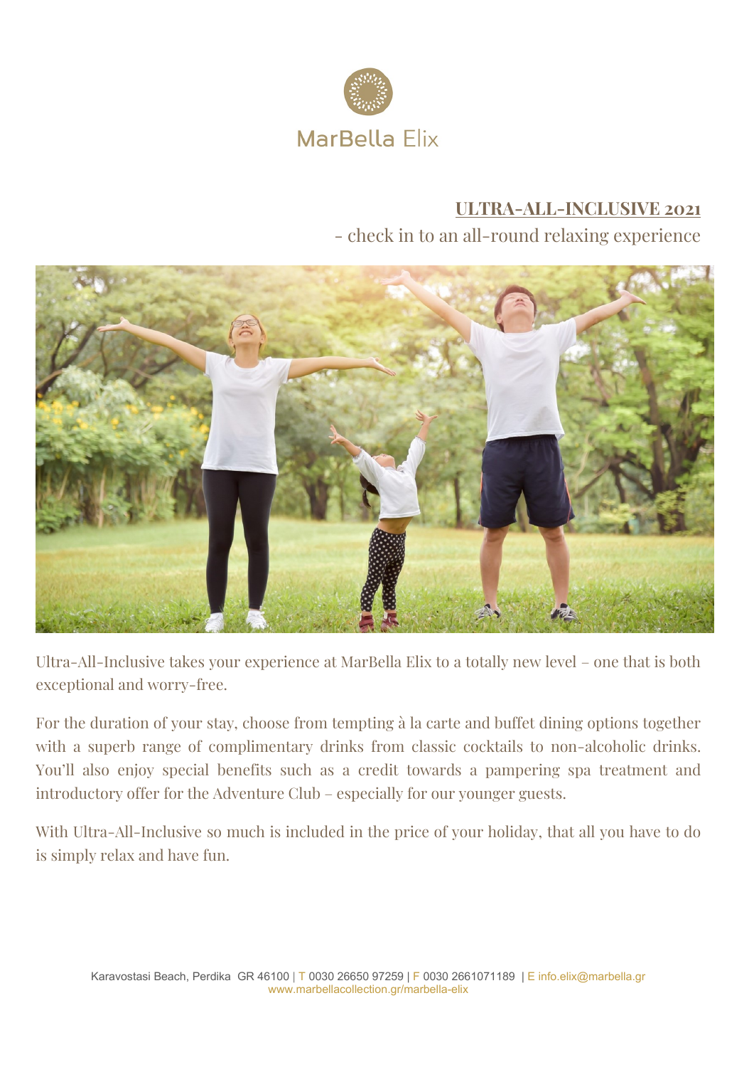MarBella Elix

# ULTRA-ALL-INCLUSIVE 2021

- check in to an all-round relaxing experience

Ultra-All-Inclusive takes your experience at MarBella Elix to a totally new level – one that is both exceptional and worry-free.

For the duration of your stay, choose from tempting à la carte and buffet dining options together with a superb range of complimentary drinks from classic cocktails to non-alcoholic drinks. You'll also enjoy special benefits such as a credit towards a pampering spa treatment and introductory offer for the Adventure Club – especially for our younger guests.

With Ultra-All-Inclusive so much is included in the price of your holiday, that all you have to do is simply relax and have fun.

Karavostasi Beach, Perdika GR 46100 | T 0030 26650 97259 | F 0030 2661071189 | E info.elix@marbella.gr
www.marbellacollection.gr/marbella-elix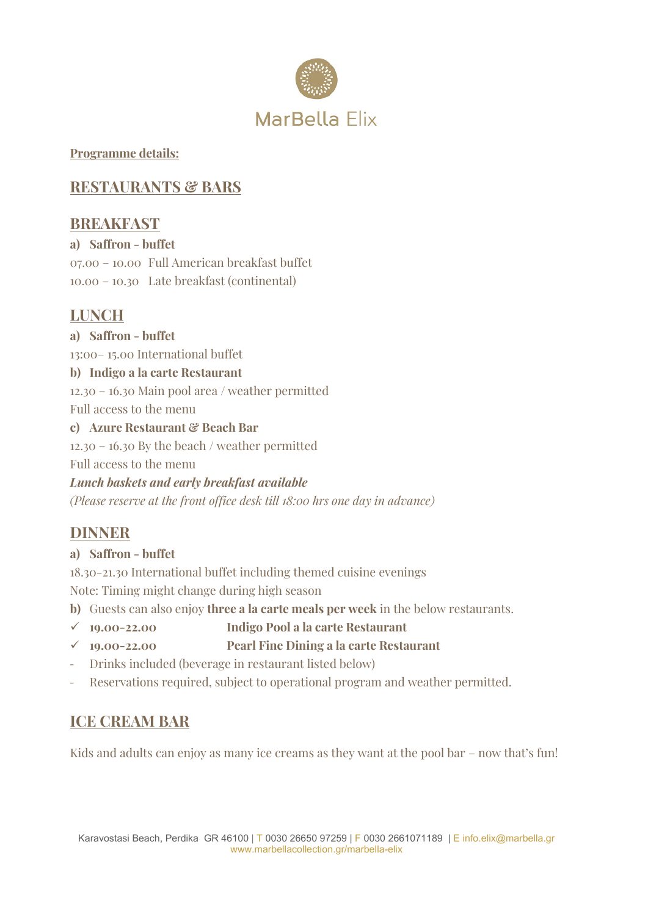MarBella Elix

**Programme details:**

# RESTAURANTS & BARS

## BREAKFAST

**a) Saffron - buffet**

07.00 – 10.00 Full American breakfast buffet

10.00 – 10.30 Late breakfast (continental)

## LUNCH

**a) Saffron - buffet**

13:00– 15.00 International buffet

**b) Indigo a la carte Restaurant**

12.30 – 16.30 Main pool area / weather permitted

Full access to the menu

**c) Azure Restaurant & Beach Bar**

12.30 – 16.30 By the beach / weather permitted

Full access to the menu

***Lunch baskets and early breakfast available***

*(Please reserve at the front office desk till 18:00 hrs one day in advance)*

## DINNER

**a) Saffron - buffet**

18.30-21.30 International buffet including themed cuisine evenings

Note: Timing might change during high season

**b)** Guests can also enjoy **three a la carte meals per week** in the below restaurants.

- ✓ **19.00-22.00** **Indigo Pool a la carte Restaurant**
- ✓ **19.00-22.00** **Pearl Fine Dining a la carte Restaurant**

- Drinks included (beverage in restaurant listed below)
- Reservations required, subject to operational program and weather permitted.

## ICE CREAM BAR

Kids and adults can enjoy as many ice creams as they want at the pool bar – now that's fun!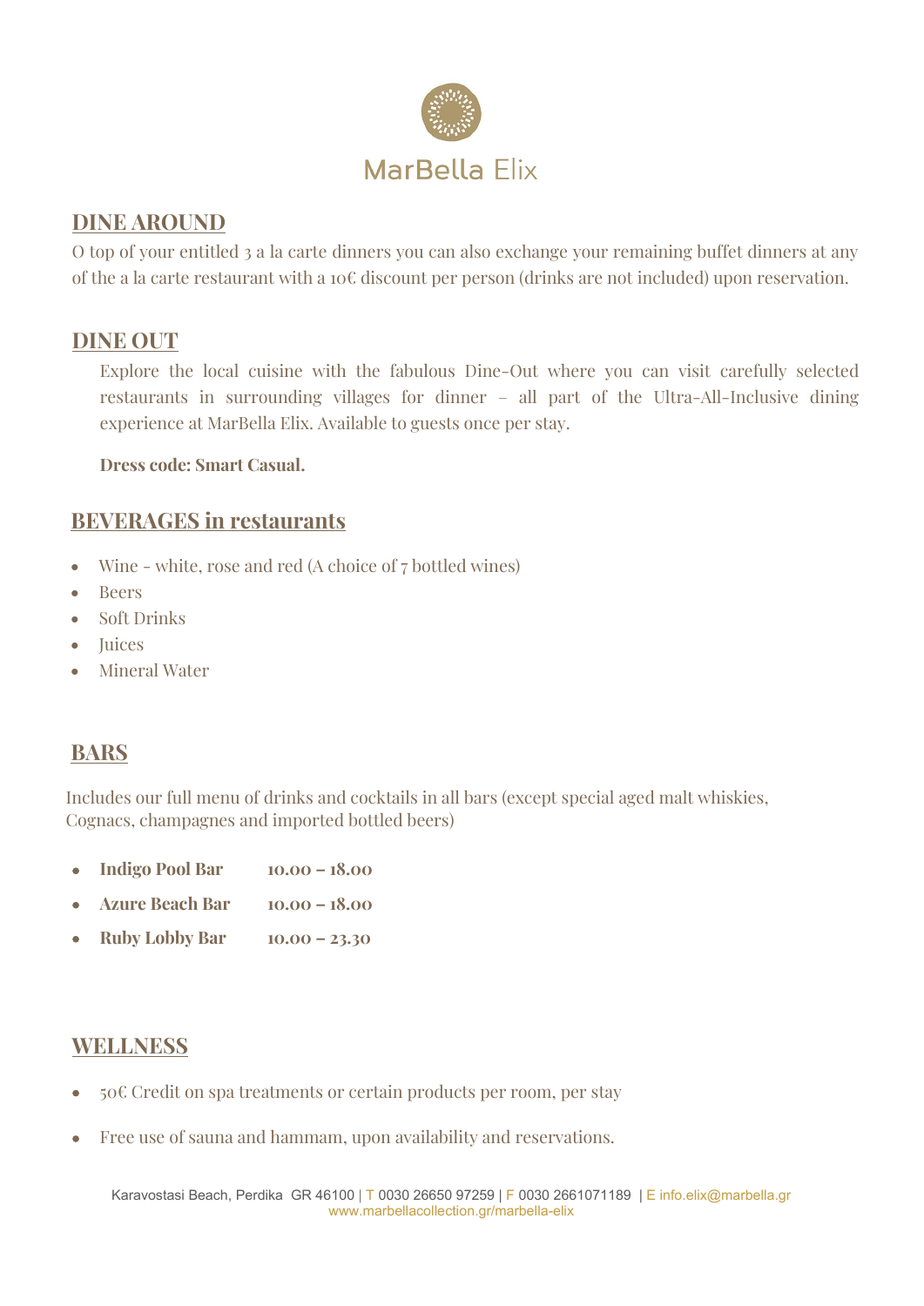MarBella Elix

## DINE AROUND

O top of your entitled 3 a la carte dinners you can also exchange your remaining buffet dinners at any of the a la carte restaurant with a 10€ discount per person (drinks are not included) upon reservation.

## DINE OUT

Explore the local cuisine with the fabulous Dine-Out where you can visit carefully selected restaurants in surrounding villages for dinner – all part of the Ultra-All-Inclusive dining experience at MarBella Elix. Available to guests once per stay.

**Dress code: Smart Casual.**

## BEVERAGES in restaurants

- Wine - white, rose and red (A choice of 7 bottled wines)
- Beers
- Soft Drinks
- Juices
- Mineral Water

## BARS

Includes our full menu of drinks and cocktails in all bars (except special aged malt whiskies, Cognacs, champagnes and imported bottled beers)

- **Indigo Pool Bar** **10.00 – 18.00**
- **Azure Beach Bar** **10.00 – 18.00**
- **Ruby Lobby Bar** **10.00 – 23.30**

## WELLNESS

- 50€ Credit on spa treatments or certain products per room, per stay
- Free use of sauna and hammam, upon availability and reservations.

Karavostasi Beach, Perdika GR 46100 | T 0030 26650 97259 | F 0030 2661071189 | E info.elix@marbella.gr
www.marbellacollection.gr/marbella-elix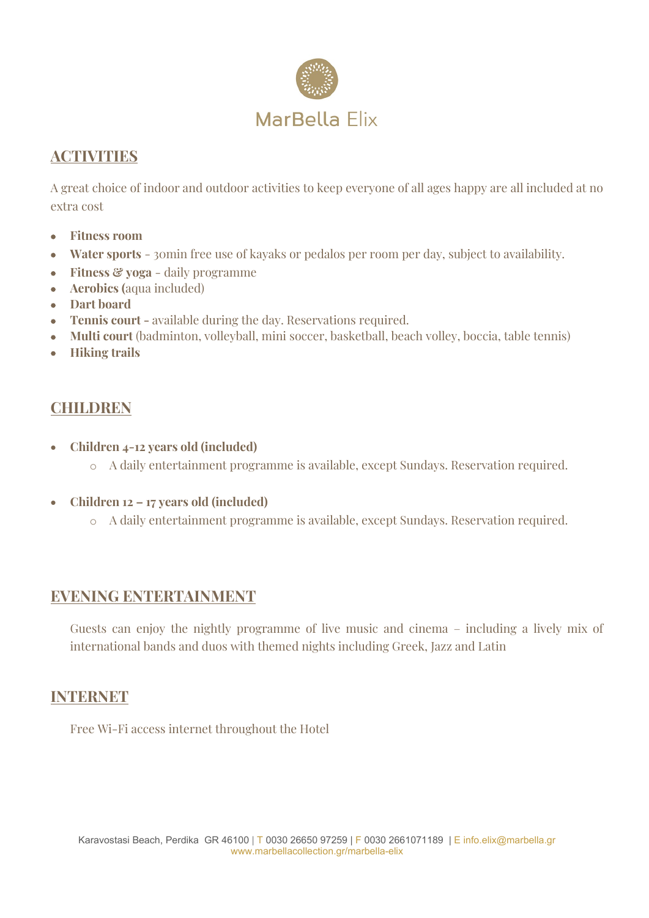MarBella Elix

## ACTIVITIES

A great choice of indoor and outdoor activities to keep everyone of all ages happy are all included at no extra cost

- **Fitness room**
- **Water sports** - 30min free use of kayaks or pedalos per room per day, subject to availability.
- **Fitness & yoga** - daily programme
- **Aerobics (**aqua included)
- **Dart board**
- **Tennis court -** available during the day. Reservations required.
- **Multi court** (badminton, volleyball, mini soccer, basketball, beach volley, boccia, table tennis)
- **Hiking trails**

## CHILDREN

- **Children 4-12 years old (included)**
  - A daily entertainment programme is available, except Sundays. Reservation required.
- **Children 12 – 17 years old (included)**
  - A daily entertainment programme is available, except Sundays. Reservation required.

## EVENING ENTERTAINMENT

Guests can enjoy the nightly programme of live music and cinema – including a lively mix of international bands and duos with themed nights including Greek, Jazz and Latin

## INTERNET

Free Wi-Fi access internet throughout the Hotel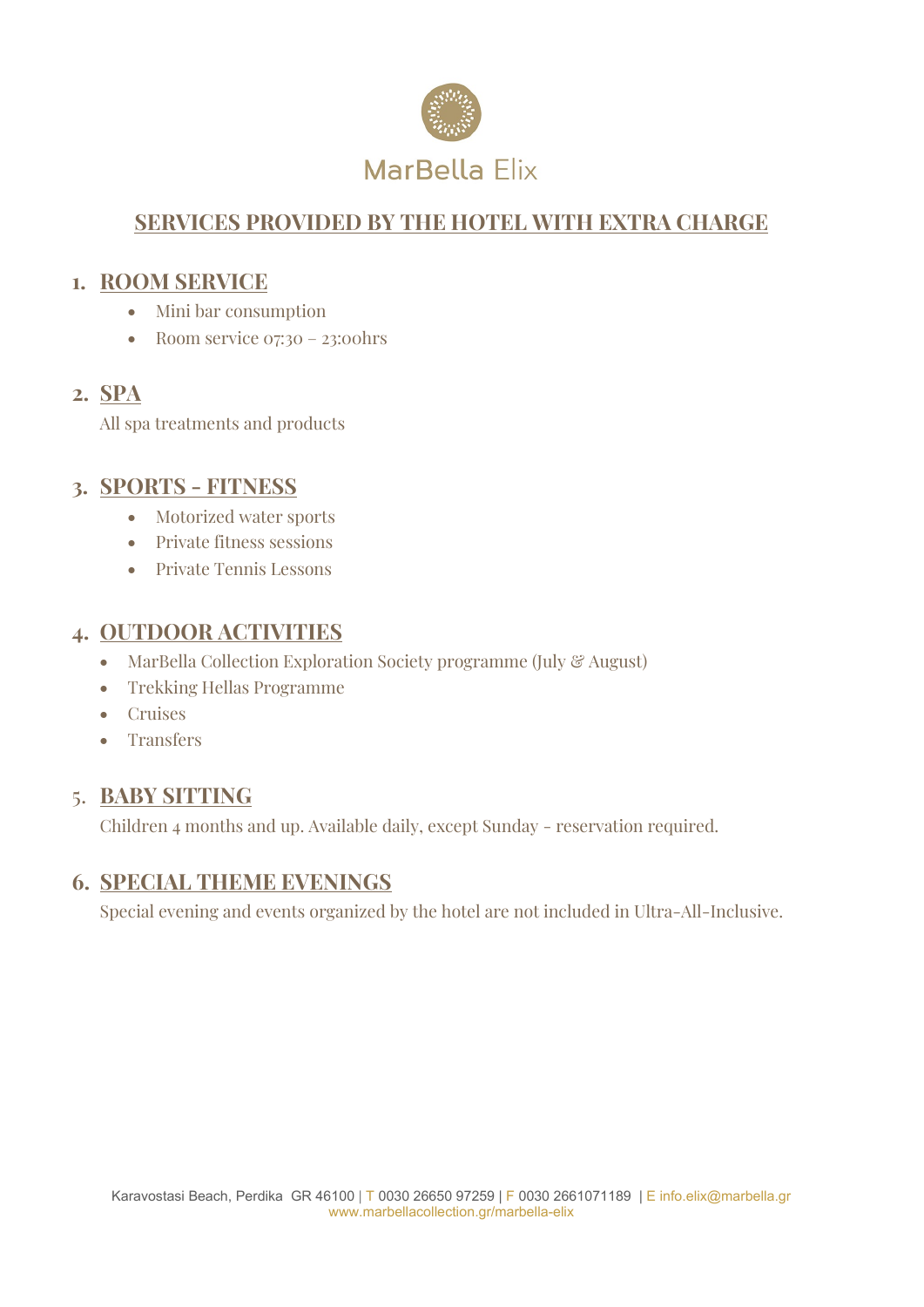MarBella Elix

# SERVICES PROVIDED BY THE HOTEL WITH EXTRA CHARGE

## 1. ROOM SERVICE

- Mini bar consumption
- Room service 07:30 – 23:00hrs

## 2. SPA

All spa treatments and products

## 3. SPORTS - FITNESS

- Motorized water sports
- Private fitness sessions
- Private Tennis Lessons

## 4. OUTDOOR ACTIVITIES

- MarBella Collection Exploration Society programme (July & August)
- Trekking Hellas Programme
- Cruises
- Transfers

## 5. BABY SITTING

Children 4 months and up. Available daily, except Sunday - reservation required.

## 6. SPECIAL THEME EVENINGS

Special evening and events organized by the hotel are not included in Ultra-All-Inclusive.

Karavostasi Beach, Perdika GR 46100 | T 0030 26650 97259 | F 0030 2661071189 | E info.elix@marbella.gr
www.marbellacollection.gr/marbella-elix